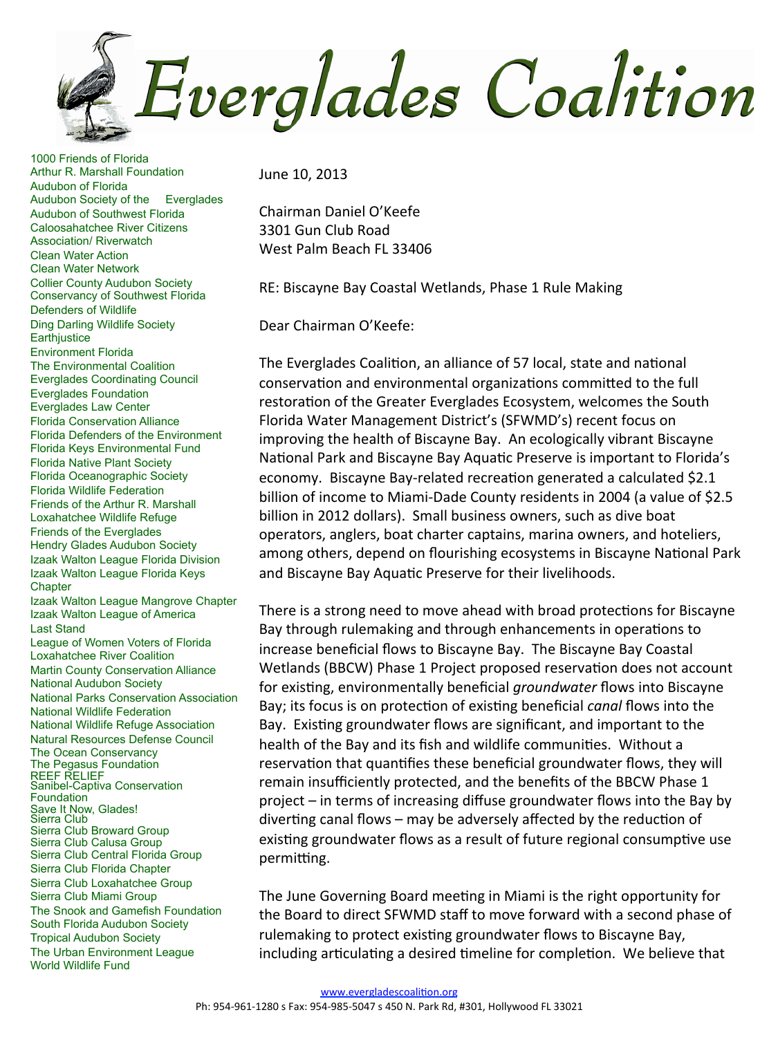# Everglades Coalition

1000 Friends of Florida
Arthur R. Marshall Foundation
Audubon of Florida
Audubon Society of the Everglades
Audubon of Southwest Florida
Caloosahatchee River Citizens Association/ Riverwatch
Clean Water Action
Clean Water Network
Collier County Audubon Society
Conservancy of Southwest Florida
Defenders of Wildlife
Ding Darling Wildlife Society
Earthjustice
Environment Florida
The Environmental Coalition
Everglades Coordinating Council
Everglades Foundation
Everglades Law Center
Florida Conservation Alliance
Florida Defenders of the Environment
Florida Keys Environmental Fund
Florida Native Plant Society
Florida Oceanographic Society
Florida Wildlife Federation
Friends of the Arthur R. Marshall Loxahatchee Wildlife Refuge
Friends of the Everglades
Hendry Glades Audubon Society
Izaak Walton League Florida Division
Izaak Walton League Florida Keys Chapter
Izaak Walton League Mangrove Chapter
Izaak Walton League of America
Last Stand
League of Women Voters of Florida
Loxahatchee River Coalition
Martin County Conservation Alliance
National Audubon Society
National Parks Conservation Association
National Wildlife Federation
National Wildlife Refuge Association
Natural Resources Defense Council
The Ocean Conservancy
The Pegasus Foundation
REEF RELIEF
Sanibel-Captiva Conservation Foundation
Save It Now, Glades!
Sierra Club
Sierra Club Broward Group
Sierra Club Calusa Group
Sierra Club Central Florida Group
Sierra Club Florida Chapter
Sierra Club Loxahatchee Group
Sierra Club Miami Group
The Snook and Gamefish Foundation
South Florida Audubon Society
Tropical Audubon Society
The Urban Environment League
World Wildlife Fund

June 10, 2013

Chairman Daniel O'Keefe
3301 Gun Club Road
West Palm Beach FL 33406

RE: Biscayne Bay Coastal Wetlands, Phase 1 Rule Making

Dear Chairman O'Keefe:

The Everglades Coalition, an alliance of 57 local, state and national conservation and environmental organizations committed to the full restoration of the Greater Everglades Ecosystem, welcomes the South Florida Water Management District's (SFWMD's) recent focus on improving the health of Biscayne Bay. An ecologically vibrant Biscayne National Park and Biscayne Bay Aquatic Preserve is important to Florida's economy. Biscayne Bay-related recreation generated a calculated $2.1 billion of income to Miami-Dade County residents in 2004 (a value of $2.5 billion in 2012 dollars). Small business owners, such as dive boat operators, anglers, boat charter captains, marina owners, and hoteliers, among others, depend on flourishing ecosystems in Biscayne National Park and Biscayne Bay Aquatic Preserve for their livelihoods.

There is a strong need to move ahead with broad protections for Biscayne Bay through rulemaking and through enhancements in operations to increase beneficial flows to Biscayne Bay. The Biscayne Bay Coastal Wetlands (BBCW) Phase 1 Project proposed reservation does not account for existing, environmentally beneficial *groundwater* flows into Biscayne Bay; its focus is on protection of existing beneficial *canal* flows into the Bay. Existing groundwater flows are significant, and important to the health of the Bay and its fish and wildlife communities. Without a reservation that quantifies these beneficial groundwater flows, they will remain insufficiently protected, and the benefits of the BBCW Phase 1 project – in terms of increasing diffuse groundwater flows into the Bay by diverting canal flows – may be adversely affected by the reduction of existing groundwater flows as a result of future regional consumptive use permitting.

The June Governing Board meeting in Miami is the right opportunity for the Board to direct SFWMD staff to move forward with a second phase of rulemaking to protect existing groundwater flows to Biscayne Bay, including articulating a desired timeline for completion. We believe that

www.evergladescoalition.org
Ph: 954-961-1280 s Fax: 954-985-5047 s 450 N. Park Rd, #301, Hollywood FL 33021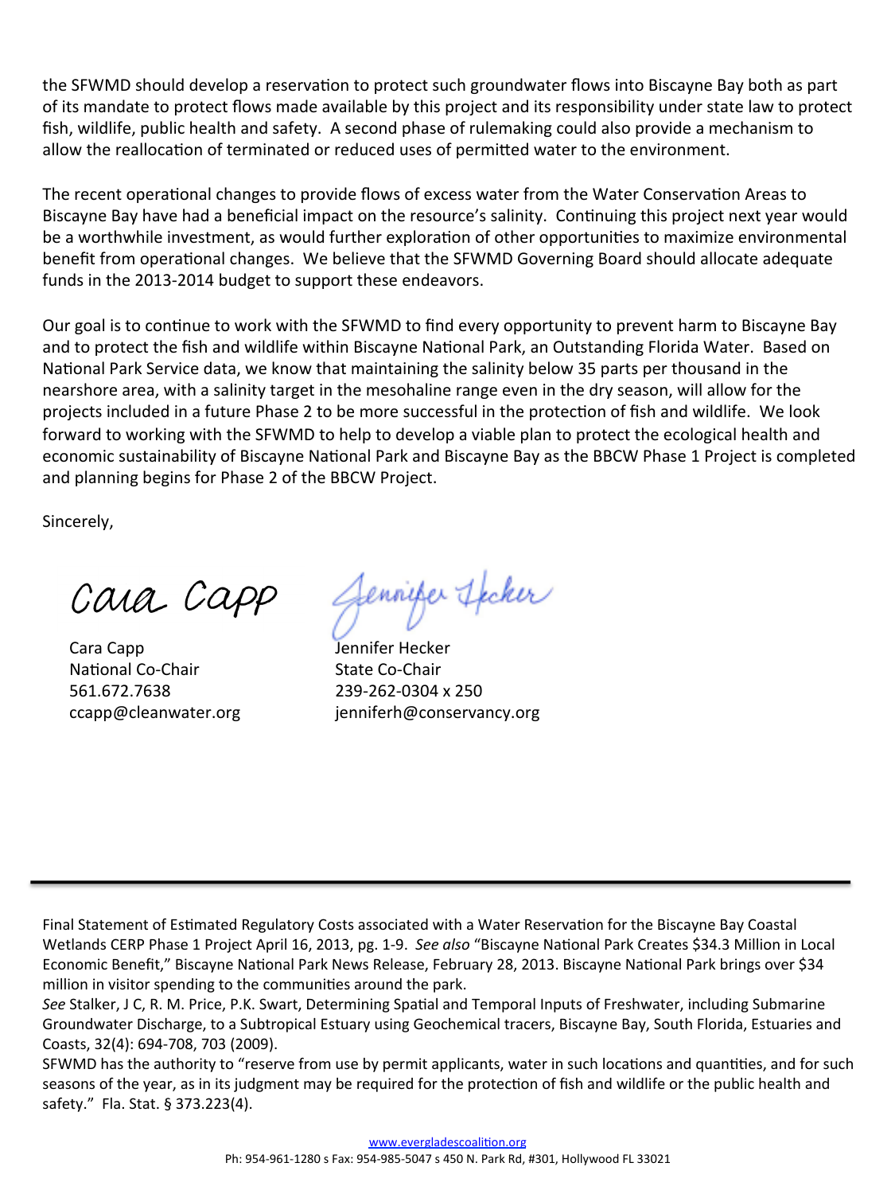the SFWMD should develop a reservation to protect such groundwater flows into Biscayne Bay both as part of its mandate to protect flows made available by this project and its responsibility under state law to protect fish, wildlife, public health and safety. A second phase of rulemaking could also provide a mechanism to allow the reallocation of terminated or reduced uses of permitted water to the environment.

The recent operational changes to provide flows of excess water from the Water Conservation Areas to Biscayne Bay have had a beneficial impact on the resource's salinity. Continuing this project next year would be a worthwhile investment, as would further exploration of other opportunities to maximize environmental benefit from operational changes. We believe that the SFWMD Governing Board should allocate adequate funds in the 2013-2014 budget to support these endeavors.

Our goal is to continue to work with the SFWMD to find every opportunity to prevent harm to Biscayne Bay and to protect the fish and wildlife within Biscayne National Park, an Outstanding Florida Water. Based on National Park Service data, we know that maintaining the salinity below 35 parts per thousand in the nearshore area, with a salinity target in the mesohaline range even in the dry season, will allow for the projects included in a future Phase 2 to be more successful in the protection of fish and wildlife. We look forward to working with the SFWMD to help to develop a viable plan to protect the ecological health and economic sustainability of Biscayne National Park and Biscayne Bay as the BBCW Phase 1 Project is completed and planning begins for Phase 2 of the BBCW Project.

Sincerely,

Cara Capp
National Co-Chair
561.672.7638
ccapp@cleanwater.org

Jennifer Hecker
State Co-Chair
239-262-0304 x 250
jenniferh@conservancy.org

---

Final Statement of Estimated Regulatory Costs associated with a Water Reservation for the Biscayne Bay Coastal Wetlands CERP Phase 1 Project April 16, 2013, pg. 1-9. *See also* "Biscayne National Park Creates $34.3 Million in Local Economic Benefit," Biscayne National Park News Release, February 28, 2013. Biscayne National Park brings over $34 million in visitor spending to the communities around the park.

*See* Stalker, J C, R. M. Price, P.K. Swart, Determining Spatial and Temporal Inputs of Freshwater, including Submarine Groundwater Discharge, to a Subtropical Estuary using Geochemical tracers, Biscayne Bay, South Florida, Estuaries and Coasts, 32(4): 694-708, 703 (2009).

SFWMD has the authority to "reserve from use by permit applicants, water in such locations and quantities, and for such seasons of the year, as in its judgment may be required for the protection of fish and wildlife or the public health and safety." Fla. Stat. § 373.223(4).

www.evergladescoalition.org
Ph: 954-961-1280 s Fax: 954-985-5047 s 450 N. Park Rd, #301, Hollywood FL 33021